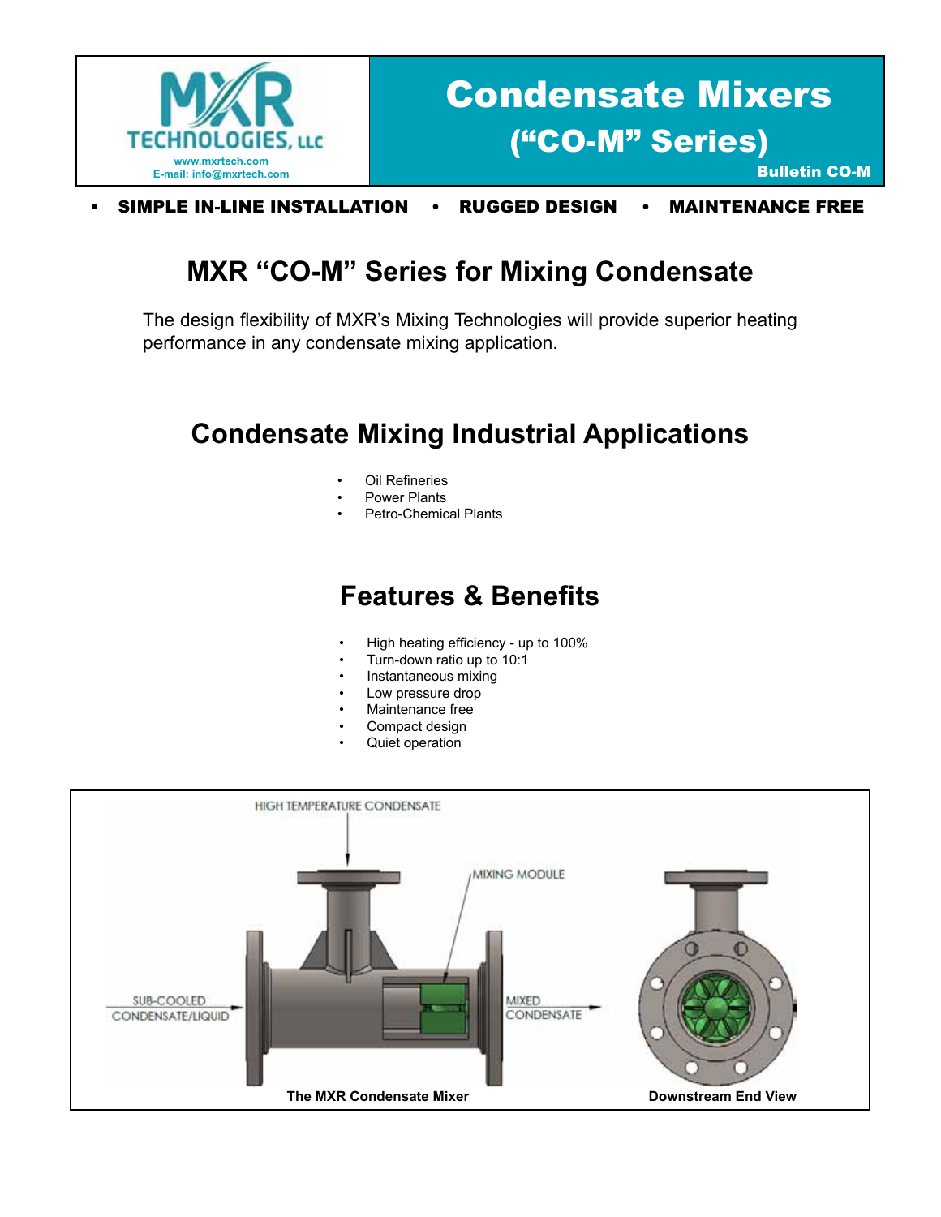MXR TECHNOLOGIES, LLC
www.mxrtech.com
E-mail: info@mxrtech.com

# Condensate Mixers
## (“CO-M” Series)

**Bulletin CO-M**

- **SIMPLE IN-LINE INSTALLATION** • **RUGGED DESIGN** • **MAINTENANCE FREE**

## MXR “CO-M” Series for Mixing Condensate

The design flexibility of MXR’s Mixing Technologies will provide superior heating performance in any condensate mixing application.

## Condensate Mixing Industrial Applications

- Oil Refineries
- Power Plants
- Petro-Chemical Plants

## Features & Benefits

- High heating efficiency - up to 100%
- Turn-down ratio up to 10:1
- Instantaneous mixing
- Low pressure drop
- Maintenance free
- Compact design
- Quiet operation

HIGH TEMPERATURE CONDENSATE

MIXING MODULE

SUB-COOLED CONDENSATE/LIQUID

MIXED CONDENSATE

**The MXR Condensate Mixer**

**Downstream End View**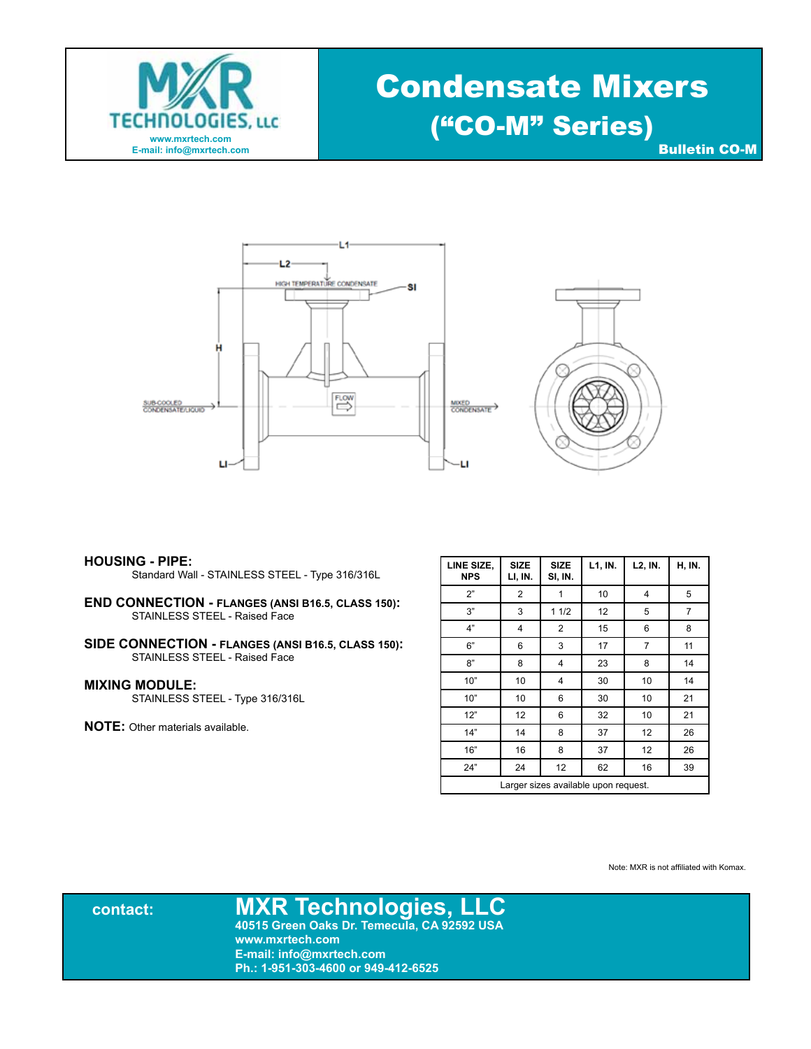MXR TECHNOLOGIES, LLC
www.mxrtech.com
E-mail: info@mxrtech.com

# Condensate Mixers
## ("CO-M" Series)

**Bulletin CO-M**

L1
L2
HIGH TEMPERATURE CONDENSATE
SI
H
SUB-COOLED CONDENSATE/LIQUID
FLOW
MIXED CONDENSATE
LI
LI

**HOUSING - PIPE:**
Standard Wall - STAINLESS STEEL - Type 316/316L

**END CONNECTION - FLANGES (ANSI B16.5, CLASS 150):**
STAINLESS STEEL - Raised Face

**SIDE CONNECTION - FLANGES (ANSI B16.5, CLASS 150):**
STAINLESS STEEL - Raised Face

**MIXING MODULE:**
STAINLESS STEEL - Type 316/316L

**NOTE:** Other materials available.

| LINE SIZE, NPS | SIZE LI, IN. | SIZE SI, IN. | L1, IN. | L2, IN. | H, IN. |
|---|---|---|---|---|---|
| 2" | 2 | 1 | 10 | 4 | 5 |
| 3" | 3 | 1 1/2 | 12 | 5 | 7 |
| 4" | 4 | 2 | 15 | 6 | 8 |
| 6" | 6 | 3 | 17 | 7 | 11 |
| 8" | 8 | 4 | 23 | 8 | 14 |
| 10" | 10 | 4 | 30 | 10 | 14 |
| 10" | 10 | 6 | 30 | 10 | 21 |
| 12" | 12 | 6 | 32 | 10 | 21 |
| 14" | 14 | 8 | 37 | 12 | 26 |
| 16" | 16 | 8 | 37 | 12 | 26 |
| 24" | 24 | 12 | 62 | 16 | 39 |
| Larger sizes available upon request. | | | | | |

Note: MXR is not affiliated with Komax.

**contact:**

**MXR Technologies, LLC**
40515 Green Oaks Dr. Temecula, CA 92592 USA
www.mxrtech.com
E-mail: info@mxrtech.com
Ph.: 1-951-303-4600 or 949-412-6525